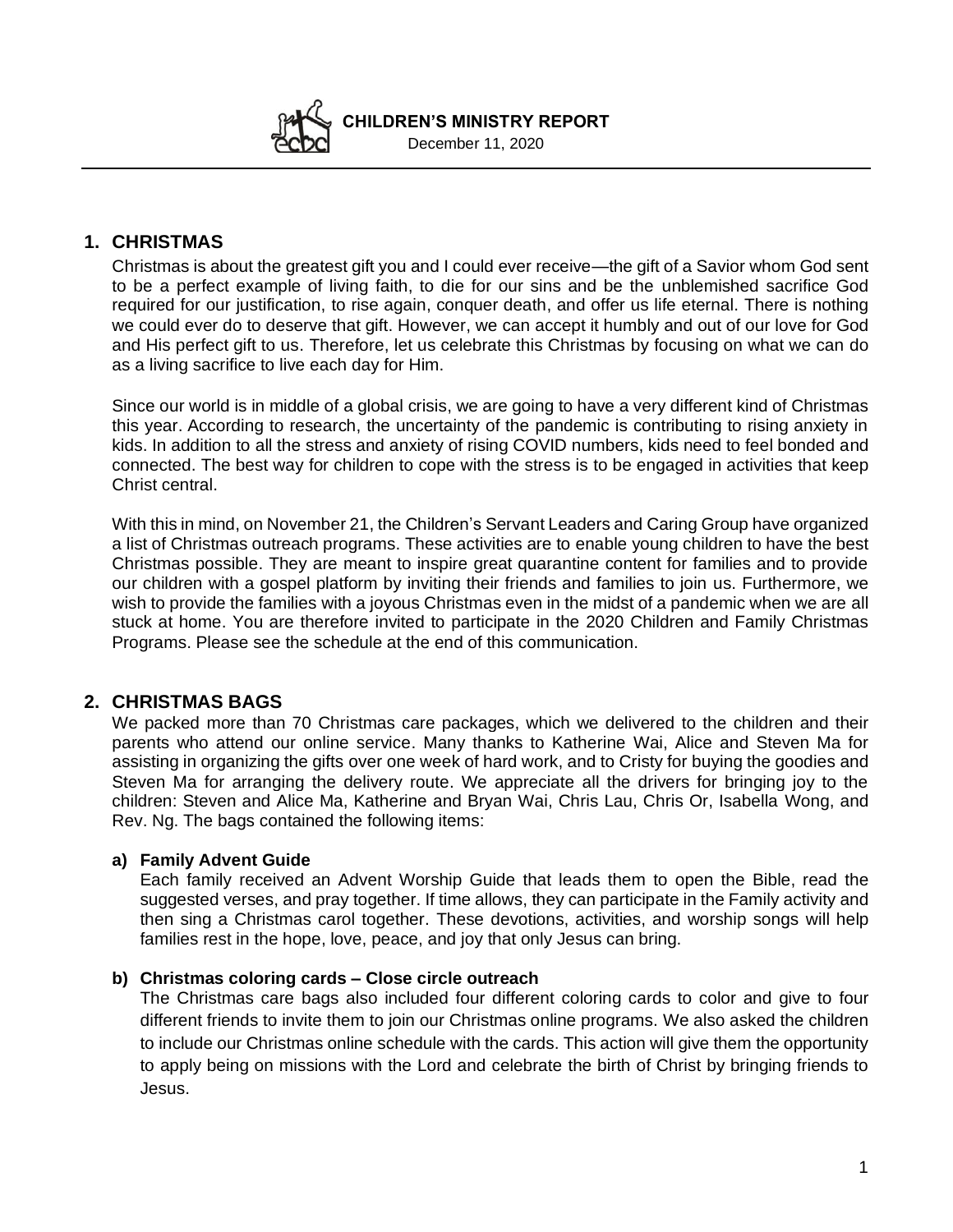# CHILDREN'S MINISTRY REPORT

December 11, 2020

## 1. CHRISTMAS

Christmas is about the greatest gift you and I could ever receive—the gift of a Savior whom God sent to be a perfect example of living faith, to die for our sins and be the unblemished sacrifice God required for our justification, to rise again, conquer death, and offer us life eternal. There is nothing we could ever do to deserve that gift. However, we can accept it humbly and out of our love for God and His perfect gift to us. Therefore, let us celebrate this Christmas by focusing on what we can do as a living sacrifice to live each day for Him.

Since our world is in middle of a global crisis, we are going to have a very different kind of Christmas this year. According to research, the uncertainty of the pandemic is contributing to rising anxiety in kids. In addition to all the stress and anxiety of rising COVID numbers, kids need to feel bonded and connected. The best way for children to cope with the stress is to be engaged in activities that keep Christ central.

With this in mind, on November 21, the Children's Servant Leaders and Caring Group have organized a list of Christmas outreach programs. These activities are to enable young children to have the best Christmas possible. They are meant to inspire great quarantine content for families and to provide our children with a gospel platform by inviting their friends and families to join us. Furthermore, we wish to provide the families with a joyous Christmas even in the midst of a pandemic when we are all stuck at home. You are therefore invited to participate in the 2020 Children and Family Christmas Programs. Please see the schedule at the end of this communication.

## 2. CHRISTMAS BAGS

We packed more than 70 Christmas care packages, which we delivered to the children and their parents who attend our online service. Many thanks to Katherine Wai, Alice and Steven Ma for assisting in organizing the gifts over one week of hard work, and to Cristy for buying the goodies and Steven Ma for arranging the delivery route. We appreciate all the drivers for bringing joy to the children: Steven and Alice Ma, Katherine and Bryan Wai, Chris Lau, Chris Or, Isabella Wong, and Rev. Ng. The bags contained the following items:

### a) Family Advent Guide

Each family received an Advent Worship Guide that leads them to open the Bible, read the suggested verses, and pray together. If time allows, they can participate in the Family activity and then sing a Christmas carol together. These devotions, activities, and worship songs will help families rest in the hope, love, peace, and joy that only Jesus can bring.

### b) Christmas coloring cards – Close circle outreach

The Christmas care bags also included four different coloring cards to color and give to four different friends to invite them to join our Christmas online programs. We also asked the children to include our Christmas online schedule with the cards. This action will give them the opportunity to apply being on missions with the Lord and celebrate the birth of Christ by bringing friends to Jesus.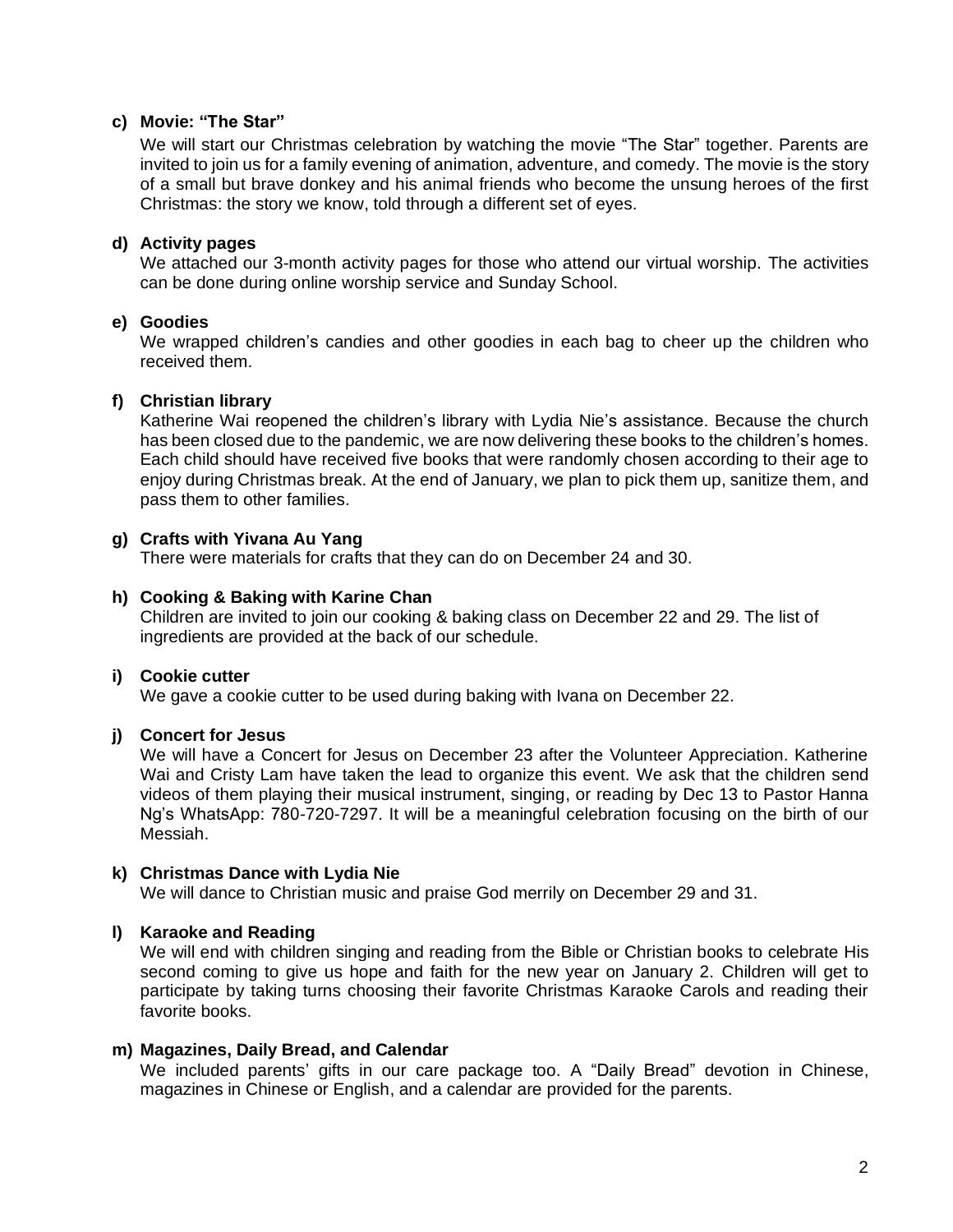**c) Movie: "The Star"**

We will start our Christmas celebration by watching the movie "The Star" together. Parents are invited to join us for a family evening of animation, adventure, and comedy. The movie is the story of a small but brave donkey and his animal friends who become the unsung heroes of the first Christmas: the story we know, told through a different set of eyes.

**d) Activity pages**

We attached our 3-month activity pages for those who attend our virtual worship. The activities can be done during online worship service and Sunday School.

**e) Goodies**

We wrapped children's candies and other goodies in each bag to cheer up the children who received them.

**f) Christian library**

Katherine Wai reopened the children's library with Lydia Nie's assistance. Because the church has been closed due to the pandemic, we are now delivering these books to the children's homes. Each child should have received five books that were randomly chosen according to their age to enjoy during Christmas break. At the end of January, we plan to pick them up, sanitize them, and pass them to other families.

**g) Crafts with Yivana Au Yang**

There were materials for crafts that they can do on December 24 and 30.

**h) Cooking & Baking with Karine Chan**

Children are invited to join our cooking & baking class on December 22 and 29. The list of ingredients are provided at the back of our schedule.

**i) Cookie cutter**

We gave a cookie cutter to be used during baking with Ivana on December 22.

**j) Concert for Jesus**

We will have a Concert for Jesus on December 23 after the Volunteer Appreciation. Katherine Wai and Cristy Lam have taken the lead to organize this event. We ask that the children send videos of them playing their musical instrument, singing, or reading by Dec 13 to Pastor Hanna Ng's WhatsApp: 780-720-7297. It will be a meaningful celebration focusing on the birth of our Messiah.

**k) Christmas Dance with Lydia Nie**

We will dance to Christian music and praise God merrily on December 29 and 31.

**l) Karaoke and Reading**

We will end with children singing and reading from the Bible or Christian books to celebrate His second coming to give us hope and faith for the new year on January 2. Children will get to participate by taking turns choosing their favorite Christmas Karaoke Carols and reading their favorite books.

**m) Magazines, Daily Bread, and Calendar**

We included parents' gifts in our care package too. A "Daily Bread" devotion in Chinese, magazines in Chinese or English, and a calendar are provided for the parents.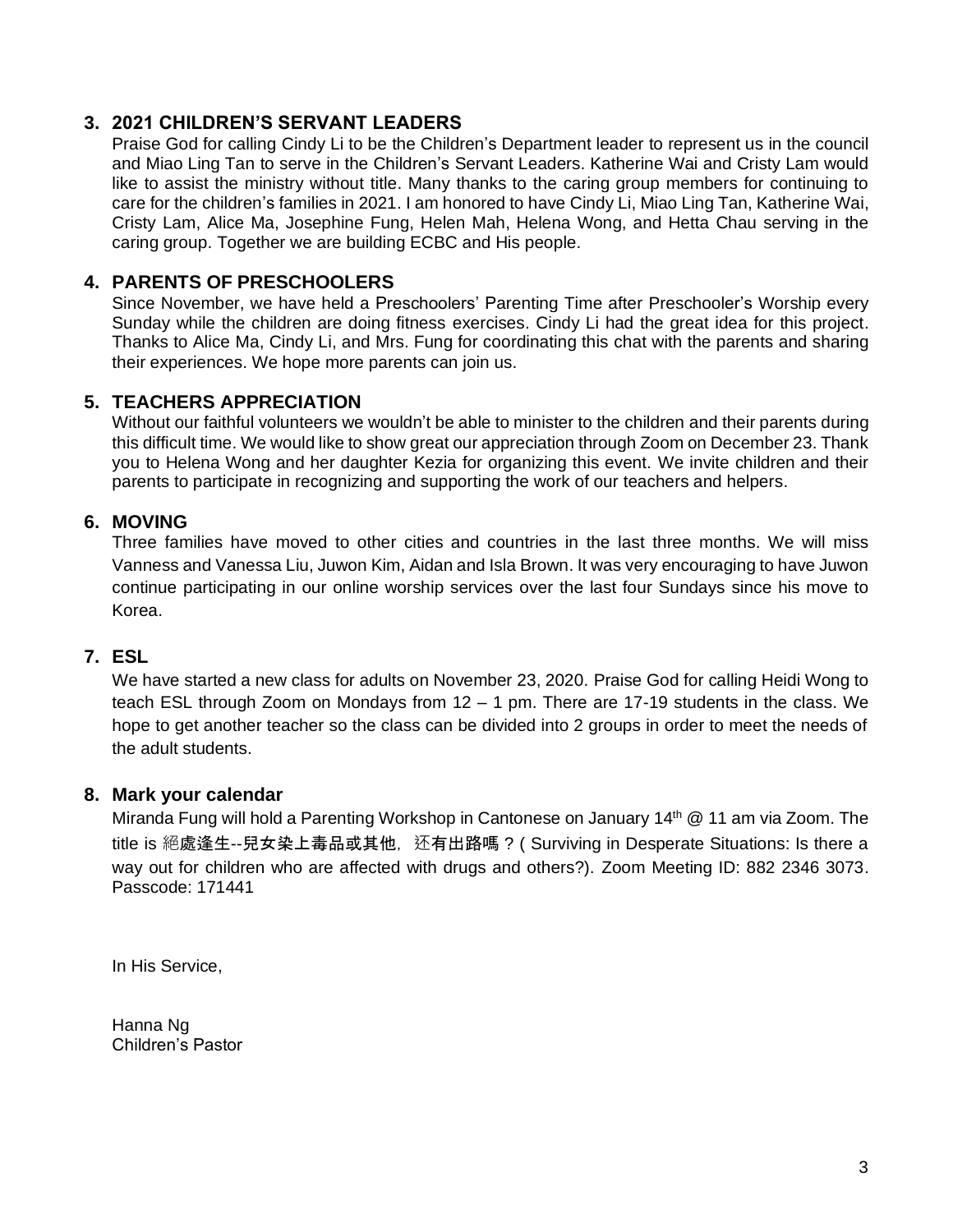## 3. 2021 CHILDREN'S SERVANT LEADERS

Praise God for calling Cindy Li to be the Children's Department leader to represent us in the council and Miao Ling Tan to serve in the Children's Servant Leaders. Katherine Wai and Cristy Lam would like to assist the ministry without title. Many thanks to the caring group members for continuing to care for the children's families in 2021. I am honored to have Cindy Li, Miao Ling Tan, Katherine Wai, Cristy Lam, Alice Ma, Josephine Fung, Helen Mah, Helena Wong, and Hetta Chau serving in the caring group. Together we are building ECBC and His people.

## 4. PARENTS OF PRESCHOOLERS

Since November, we have held a Preschoolers' Parenting Time after Preschooler's Worship every Sunday while the children are doing fitness exercises. Cindy Li had the great idea for this project. Thanks to Alice Ma, Cindy Li, and Mrs. Fung for coordinating this chat with the parents and sharing their experiences. We hope more parents can join us.

## 5. TEACHERS APPRECIATION

Without our faithful volunteers we wouldn't be able to minister to the children and their parents during this difficult time. We would like to show great our appreciation through Zoom on December 23. Thank you to Helena Wong and her daughter Kezia for organizing this event. We invite children and their parents to participate in recognizing and supporting the work of our teachers and helpers.

## 6. MOVING

Three families have moved to other cities and countries in the last three months. We will miss Vanness and Vanessa Liu, Juwon Kim, Aidan and Isla Brown. It was very encouraging to have Juwon continue participating in our online worship services over the last four Sundays since his move to Korea.

## 7. ESL

We have started a new class for adults on November 23, 2020. Praise God for calling Heidi Wong to teach ESL through Zoom on Mondays from 12 – 1 pm. There are 17-19 students in the class. We hope to get another teacher so the class can be divided into 2 groups in order to meet the needs of the adult students.

## 8. Mark your calendar

Miranda Fung will hold a Parenting Workshop in Cantonese on January 14th @ 11 am via Zoom. The title is 絕處逢生--兒女染上毒品或其他，还有出路嗎？( Surviving in Desperate Situations: Is there a way out for children who are affected with drugs and others?). Zoom Meeting ID: 882 2346 3073. Passcode: 171441

In His Service,

Hanna Ng
Children's Pastor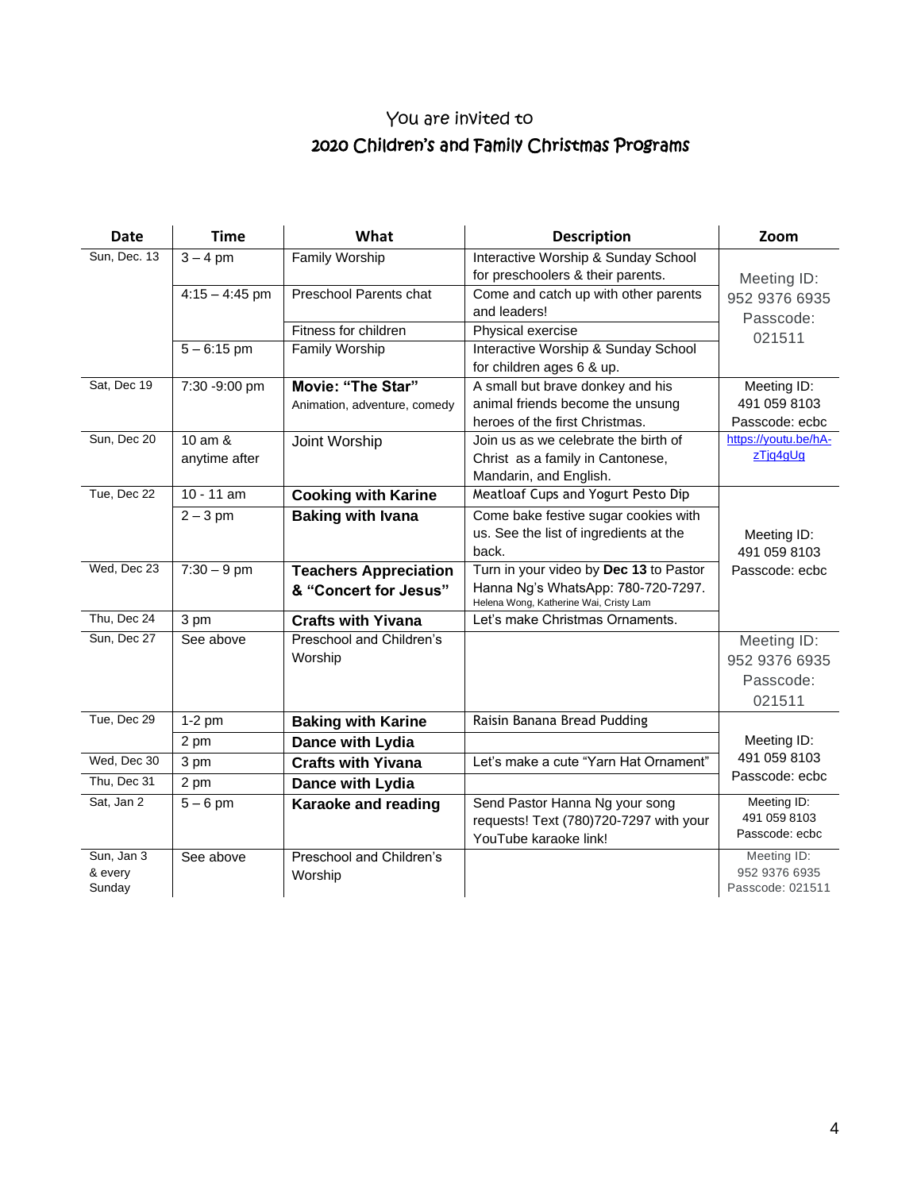You are invited to

## 2020 Children's and Family Christmas Programs

| Date | Time | What | Description | Zoom |
|---|---|---|---|---|
| Sun, Dec. 13 | 3 – 4 pm | Family Worship | Interactive Worship & Sunday School for preschoolers & their parents. | Meeting ID: 952 9376 6935 Passcode: 021511 |
| | 4:15 – 4:45 pm | Preschool Parents chat | Come and catch up with other parents and leaders! | |
| | | Fitness for children | Physical exercise | |
| | 5 – 6:15 pm | Family Worship | Interactive Worship & Sunday School for children ages 6 & up. | |
| Sat, Dec 19 | 7:30 -9:00 pm | **Movie: "The Star"** Animation, adventure, comedy | A small but brave donkey and his animal friends become the unsung heroes of the first Christmas. | Meeting ID: 491 059 8103 Passcode: ecbc |
| Sun, Dec 20 | 10 am & anytime after | Joint Worship | Join us as we celebrate the birth of Christ as a family in Cantonese, Mandarin, and English. | https://youtu.be/hA-zTjq4gUg |
| Tue, Dec 22 | 10 - 11 am | **Cooking with Karine** | Meatloaf Cups and Yogurt Pesto Dip | Meeting ID: 491 059 8103 Passcode: ecbc |
| | 2 – 3 pm | **Baking with Ivana** | Come bake festive sugar cookies with us. See the list of ingredients at the back. | |
| Wed, Dec 23 | 7:30 – 9 pm | **Teachers Appreciation & "Concert for Jesus"** | Turn in your video by **Dec 13** to Pastor Hanna Ng's WhatsApp: 780-720-7297. Helena Wong, Katherine Wai, Cristy Lam | |
| Thu, Dec 24 | 3 pm | **Crafts with Yivana** | Let's make Christmas Ornaments. | |
| Sun, Dec 27 | See above | Preschool and Children's Worship | | Meeting ID: 952 9376 6935 Passcode: 021511 |
| Tue, Dec 29 | 1-2 pm | **Baking with Karine** | Raisin Banana Bread Pudding | Meeting ID: 491 059 8103 Passcode: ecbc |
| | 2 pm | **Dance with Lydia** | | |
| Wed, Dec 30 | 3 pm | **Crafts with Yivana** | Let's make a cute "Yarn Hat Ornament" | |
| Thu, Dec 31 | 2 pm | **Dance with Lydia** | | |
| Sat, Jan 2 | 5 – 6 pm | **Karaoke and reading** | Send Pastor Hanna Ng your song requests! Text (780)720-7297 with your YouTube karaoke link! | Meeting ID: 491 059 8103 Passcode: ecbc |
| Sun, Jan 3 & every Sunday | See above | Preschool and Children's Worship | | Meeting ID: 952 9376 6935 Passcode: 021511 |